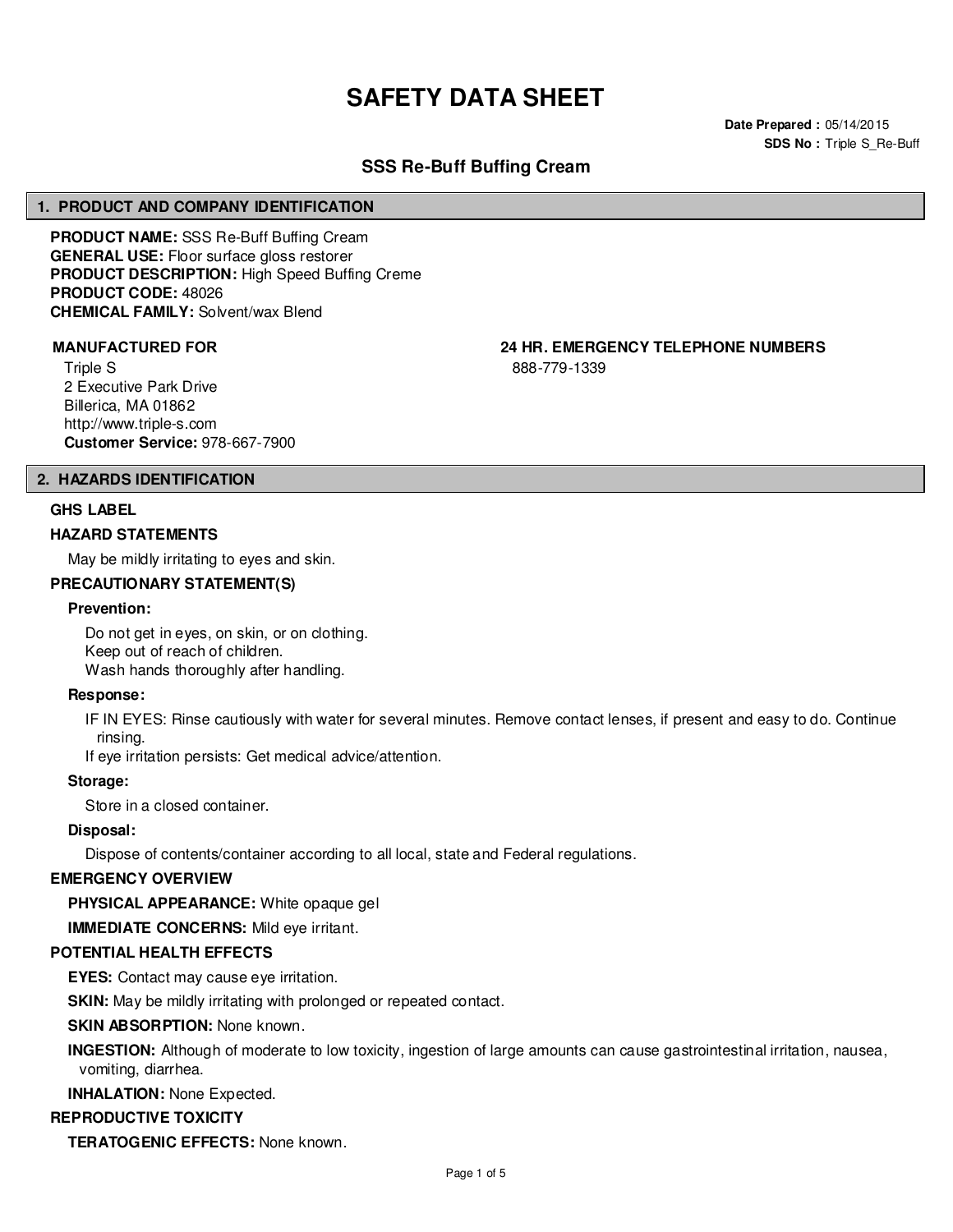# SAFETY DATA SHEET

**Date Prepared :** 05/14/2015
**SDS No :** Triple S_Re-Buff

## SSS Re-Buff Buffing Cream

## 1. PRODUCT AND COMPANY IDENTIFICATION

**PRODUCT NAME:** SSS Re-Buff Buffing Cream
**GENERAL USE:** Floor surface gloss restorer
**PRODUCT DESCRIPTION:** High Speed Buffing Creme
**PRODUCT CODE:** 48026
**CHEMICAL FAMILY:** Solvent/wax Blend

**MANUFACTURED FOR**

Triple S
2 Executive Park Drive
Billerica, MA 01862
http://www.triple-s.com
**Customer Service:** 978-667-7900

**24 HR. EMERGENCY TELEPHONE NUMBERS**

888-779-1339

## 2. HAZARDS IDENTIFICATION

### GHS LABEL

### HAZARD STATEMENTS

May be mildly irritating to eyes and skin.

### PRECAUTIONARY STATEMENT(S)

**Prevention:**

Do not get in eyes, on skin, or on clothing.
Keep out of reach of children.
Wash hands thoroughly after handling.

**Response:**

IF IN EYES: Rinse cautiously with water for several minutes. Remove contact lenses, if present and easy to do. Continue rinsing.
If eye irritation persists: Get medical advice/attention.

**Storage:**

Store in a closed container.

**Disposal:**

Dispose of contents/container according to all local, state and Federal regulations.

### EMERGENCY OVERVIEW

**PHYSICAL APPEARANCE:** White opaque gel

**IMMEDIATE CONCERNS:** Mild eye irritant.

### POTENTIAL HEALTH EFFECTS

**EYES:** Contact may cause eye irritation.

**SKIN:** May be mildly irritating with prolonged or repeated contact.

**SKIN ABSORPTION:** None known.

**INGESTION:** Although of moderate to low toxicity, ingestion of large amounts can cause gastrointestinal irritation, nausea, vomiting, diarrhea.

**INHALATION:** None Expected.

### REPRODUCTIVE TOXICITY

**TERATOGENIC EFFECTS:** None known.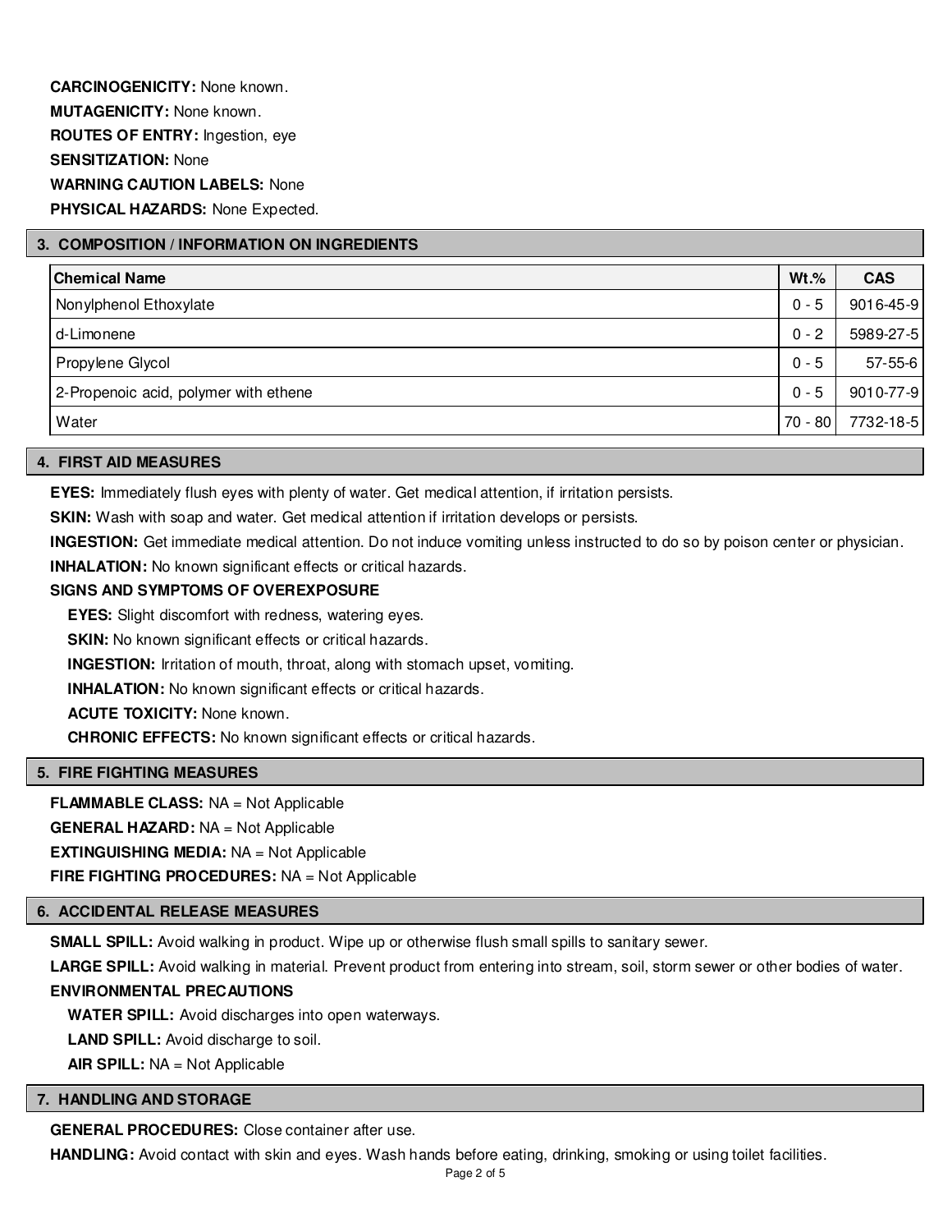**CARCINOGENICITY:** None known.

**MUTAGENICITY:** None known.

**ROUTES OF ENTRY:** Ingestion, eye

**SENSITIZATION:** None

**WARNING CAUTION LABELS:** None

**PHYSICAL HAZARDS:** None Expected.

## 3. COMPOSITION / INFORMATION ON INGREDIENTS

| Chemical Name | Wt.% | CAS |
|---|---|---|
| Nonylphenol Ethoxylate | 0 - 5 | 9016-45-9 |
| d-Limonene | 0 - 2 | 5989-27-5 |
| Propylene Glycol | 0 - 5 | 57-55-6 |
| 2-Propenoic acid, polymer with ethene | 0 - 5 | 9010-77-9 |
| Water | 70 - 80 | 7732-18-5 |

## 4. FIRST AID MEASURES

**EYES:** Immediately flush eyes with plenty of water. Get medical attention, if irritation persists.

**SKIN:** Wash with soap and water. Get medical attention if irritation develops or persists.

**INGESTION:** Get immediate medical attention. Do not induce vomiting unless instructed to do so by poison center or physician.

**INHALATION:** No known significant effects or critical hazards.

**SIGNS AND SYMPTOMS OF OVEREXPOSURE**

**EYES:** Slight discomfort with redness, watering eyes.

**SKIN:** No known significant effects or critical hazards.

**INGESTION:** Irritation of mouth, throat, along with stomach upset, vomiting.

**INHALATION:** No known significant effects or critical hazards.

**ACUTE TOXICITY:** None known.

**CHRONIC EFFECTS:** No known significant effects or critical hazards.

## 5. FIRE FIGHTING MEASURES

**FLAMMABLE CLASS:** NA = Not Applicable

**GENERAL HAZARD:** NA = Not Applicable

**EXTINGUISHING MEDIA:** NA = Not Applicable

**FIRE FIGHTING PROCEDURES:** NA = Not Applicable

## 6. ACCIDENTAL RELEASE MEASURES

**SMALL SPILL:** Avoid walking in product. Wipe up or otherwise flush small spills to sanitary sewer.

**LARGE SPILL:** Avoid walking in material. Prevent product from entering into stream, soil, storm sewer or other bodies of water.

**ENVIRONMENTAL PRECAUTIONS**

**WATER SPILL:** Avoid discharges into open waterways.

**LAND SPILL:** Avoid discharge to soil.

**AIR SPILL:** NA = Not Applicable

## 7. HANDLING AND STORAGE

**GENERAL PROCEDURES:** Close container after use.

**HANDLING:** Avoid contact with skin and eyes. Wash hands before eating, drinking, smoking or using toilet facilities.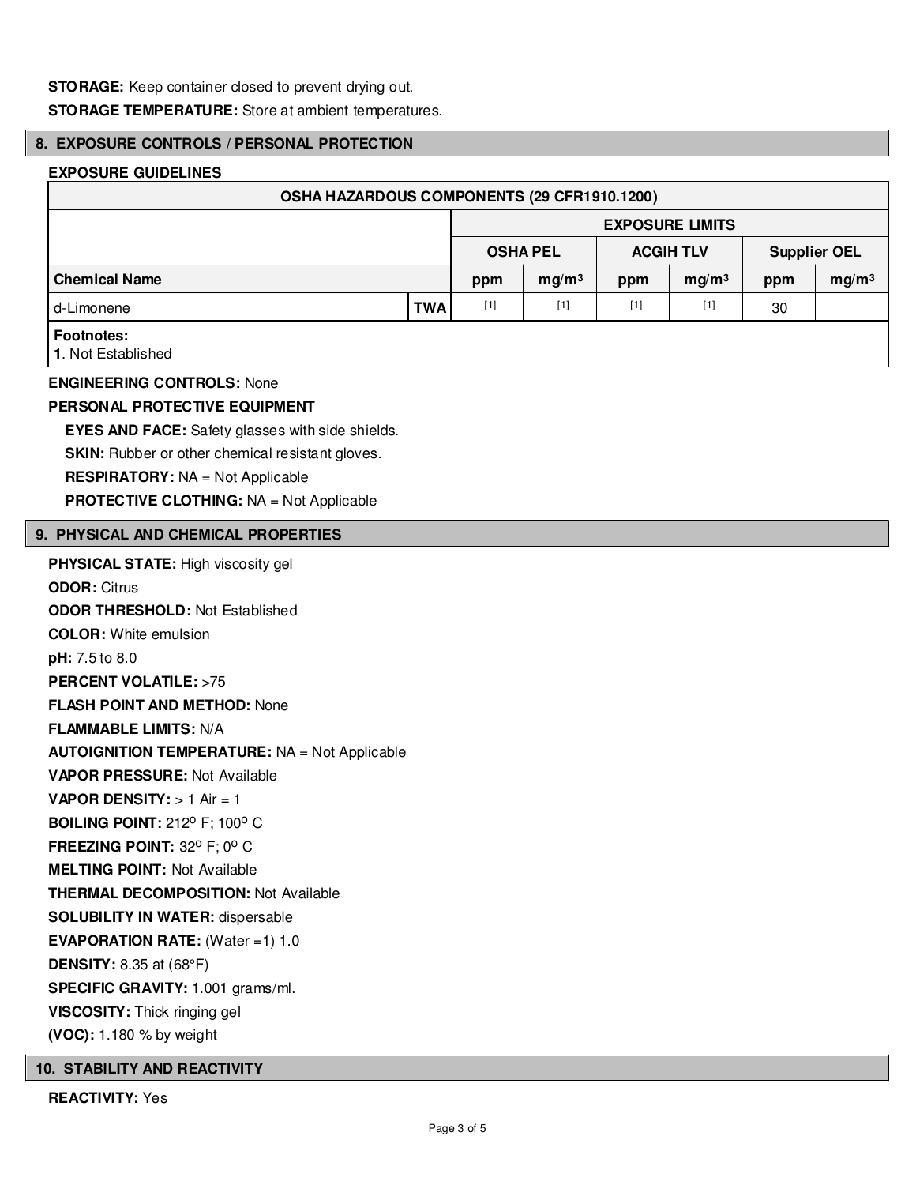**STORAGE:** Keep container closed to prevent drying out.

**STORAGE TEMPERATURE:** Store at ambient temperatures.

## 8. EXPOSURE CONTROLS / PERSONAL PROTECTION

**EXPOSURE GUIDELINES**

| OSHA HAZARDOUS COMPONENTS (29 CFR1910.1200) | | | | | | | |
|---|---|---|---|---|---|---|---|
| | | EXPOSURE LIMITS | | | | | |
| | | OSHA PEL | | ACGIH TLV | | Supplier OEL | |
| **Chemical Name** | | ppm | $mg/m^3$ | ppm | $mg/m^3$ | ppm | $mg/m^3$ |
| d-Limonene | TWA | [1] | [1] | [1] | [1] | 30 | |

**Footnotes:**
**1**. Not Established

**ENGINEERING CONTROLS:** None

**PERSONAL PROTECTIVE EQUIPMENT**

**EYES AND FACE:** Safety glasses with side shields.

**SKIN:** Rubber or other chemical resistant gloves.

**RESPIRATORY:** NA = Not Applicable

**PROTECTIVE CLOTHING:** NA = Not Applicable

## 9. PHYSICAL AND CHEMICAL PROPERTIES

**PHYSICAL STATE:** High viscosity gel

**ODOR:** Citrus

**ODOR THRESHOLD:** Not Established

**COLOR:** White emulsion

**pH:** 7.5 to 8.0

**PERCENT VOLATILE:** >75

**FLASH POINT AND METHOD:** None

**FLAMMABLE LIMITS:** N/A

**AUTOIGNITION TEMPERATURE:** NA = Not Applicable

**VAPOR PRESSURE:** Not Available

**VAPOR DENSITY:** > 1 Air = 1

**BOILING POINT:** $212^{o}$ F; $100^{o}$ C

**FREEZING POINT:** $32^{o}$ F; $0^{o}$ C

**MELTING POINT:** Not Available

**THERMAL DECOMPOSITION:** Not Available

**SOLUBILITY IN WATER:** dispersable

**EVAPORATION RATE:** (Water =1) 1.0

**DENSITY:** 8.35 at (68°F)

**SPECIFIC GRAVITY:** 1.001 grams/ml.

**VISCOSITY:** Thick ringing gel

**(VOC):** 1.180 % by weight

## 10. STABILITY AND REACTIVITY

**REACTIVITY:** Yes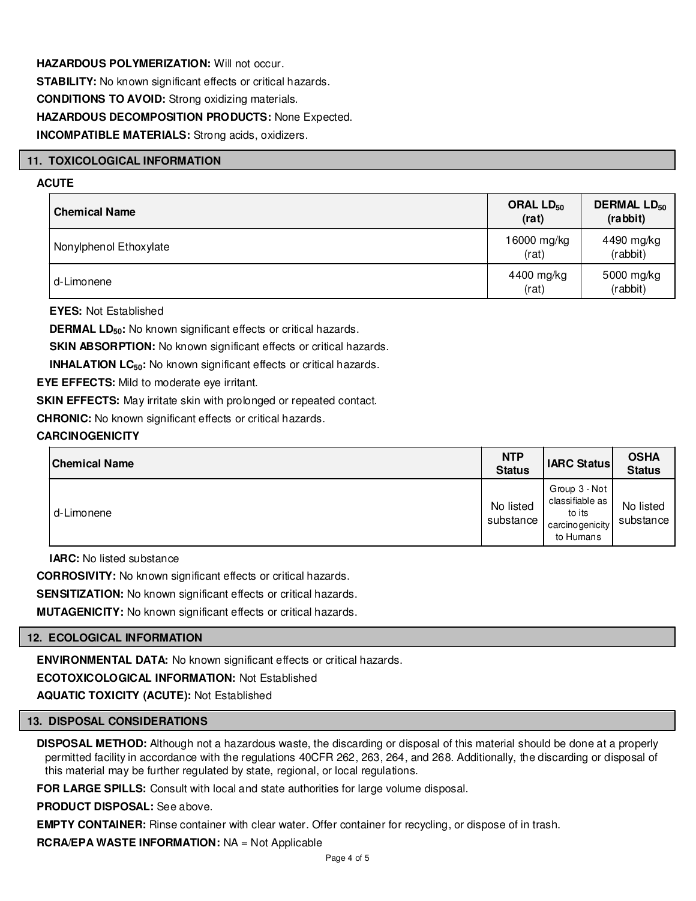**HAZARDOUS POLYMERIZATION:** Will not occur.

**STABILITY:** No known significant effects or critical hazards.

**CONDITIONS TO AVOID:** Strong oxidizing materials.

**HAZARDOUS DECOMPOSITION PRODUCTS:** None Expected.

**INCOMPATIBLE MATERIALS:** Strong acids, oxidizers.

## 11. TOXICOLOGICAL INFORMATION

**ACUTE**

| Chemical Name | ORAL $LD_{50}$ (rat) | DERMAL $LD_{50}$ (rabbit) |
|---|---|---|
| Nonylphenol Ethoxylate | 16000 mg/kg (rat) | 4490 mg/kg (rabbit) |
| d-Limonene | 4400 mg/kg (rat) | 5000 mg/kg (rabbit) |

**EYES:** Not Established

**DERMAL $LD_{50}$:** No known significant effects or critical hazards.

**SKIN ABSORPTION:** No known significant effects or critical hazards.

**INHALATION $LC_{50}$:** No known significant effects or critical hazards.

**EYE EFFECTS:** Mild to moderate eye irritant.

**SKIN EFFECTS:** May irritate skin with prolonged or repeated contact.

**CHRONIC:** No known significant effects or critical hazards.

**CARCINOGENICITY**

| Chemical Name | NTP Status | IARC Status | OSHA Status |
|---|---|---|---|
| d-Limonene | No listed substance | Group 3 - Not classifiable as to its carcinogenicity to Humans | No listed substance |

**IARC:** No listed substance

**CORROSIVITY:** No known significant effects or critical hazards.

**SENSITIZATION:** No known significant effects or critical hazards.

**MUTAGENICITY:** No known significant effects or critical hazards.

## 12. ECOLOGICAL INFORMATION

**ENVIRONMENTAL DATA:** No known significant effects or critical hazards.

**ECOTOXICOLOGICAL INFORMATION:** Not Established

**AQUATIC TOXICITY (ACUTE):** Not Established

## 13. DISPOSAL CONSIDERATIONS

**DISPOSAL METHOD:** Although not a hazardous waste, the discarding or disposal of this material should be done at a properly permitted facility in accordance with the regulations 40CFR 262, 263, 264, and 268. Additionally, the discarding or disposal of this material may be further regulated by state, regional, or local regulations.

**FOR LARGE SPILLS:** Consult with local and state authorities for large volume disposal.

**PRODUCT DISPOSAL:** See above.

**EMPTY CONTAINER:** Rinse container with clear water. Offer container for recycling, or dispose of in trash.

**RCRA/EPA WASTE INFORMATION:** NA = Not Applicable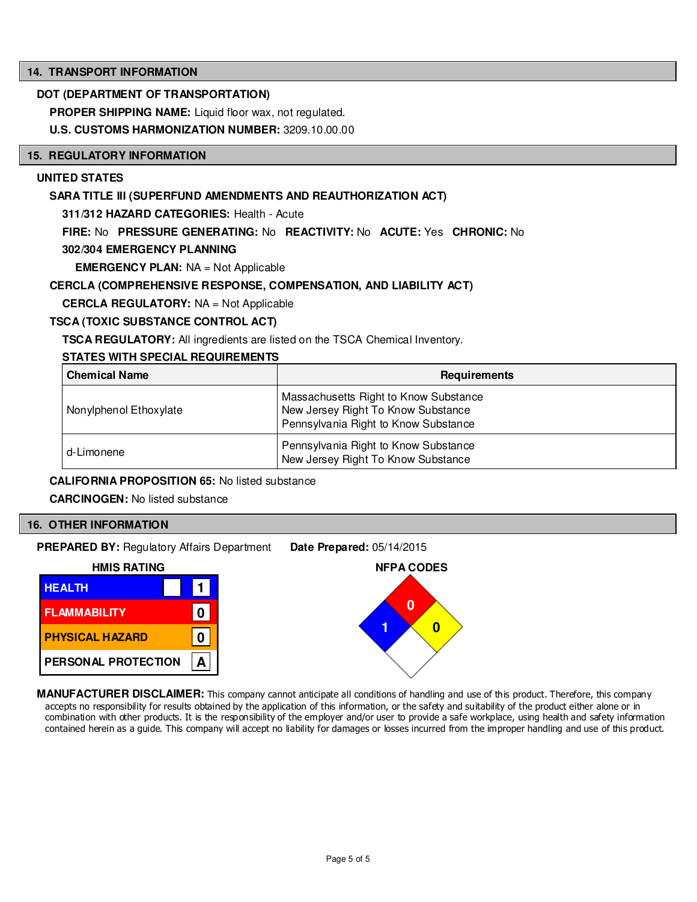## 14. TRANSPORT INFORMATION

### DOT (DEPARTMENT OF TRANSPORTATION)

**PROPER SHIPPING NAME:** Liquid floor wax, not regulated.

**U.S. CUSTOMS HARMONIZATION NUMBER:** 3209.10.00.00

## 15. REGULATORY INFORMATION

### UNITED STATES

**SARA TITLE III (SUPERFUND AMENDMENTS AND REAUTHORIZATION ACT)**

**311/312 HAZARD CATEGORIES:** Health - Acute

**FIRE:** No **PRESSURE GENERATING:** No **REACTIVITY:** No **ACUTE:** Yes **CHRONIC:** No

**302/304 EMERGENCY PLANNING**

**EMERGENCY PLAN:** NA = Not Applicable

**CERCLA (COMPREHENSIVE RESPONSE, COMPENSATION, AND LIABILITY ACT)**

**CERCLA REGULATORY:** NA = Not Applicable

**TSCA (TOXIC SUBSTANCE CONTROL ACT)**

**TSCA REGULATORY:** All ingredients are listed on the TSCA Chemical Inventory.

**STATES WITH SPECIAL REQUIREMENTS**

| Chemical Name | Requirements |
|---|---|
| Nonylphenol Ethoxylate | Massachusetts Right to Know Substance<br>New Jersey Right To Know Substance<br>Pennsylvania Right to Know Substance |
| d-Limonene | Pennsylvania Right to Know Substance<br>New Jersey Right To Know Substance |

**CALIFORNIA PROPOSITION 65:** No listed substance

**CARCINOGEN:** No listed substance

## 16. OTHER INFORMATION

**PREPARED BY:** Regulatory Affairs Department **Date Prepared:** 05/14/2015

**HMIS RATING**

| | |
|---|---|
| HEALTH | 1 |
| FLAMMABILITY | 0 |
| PHYSICAL HAZARD | 0 |
| PERSONAL PROTECTION | A |

**NFPA CODES**

0

1

0

**MANUFACTURER DISCLAIMER:** This company cannot anticipate all conditions of handling and use of this product. Therefore, this company accepts no responsibility for results obtained by the application of this information, or the safety and suitability of the product either alone or in combination with other products. It is the responsibility of the employer and/or user to provide a safe workplace, using health and safety information contained herein as a guide. This company will accept no liability for damages or losses incurred from the improper handling and use of this product.